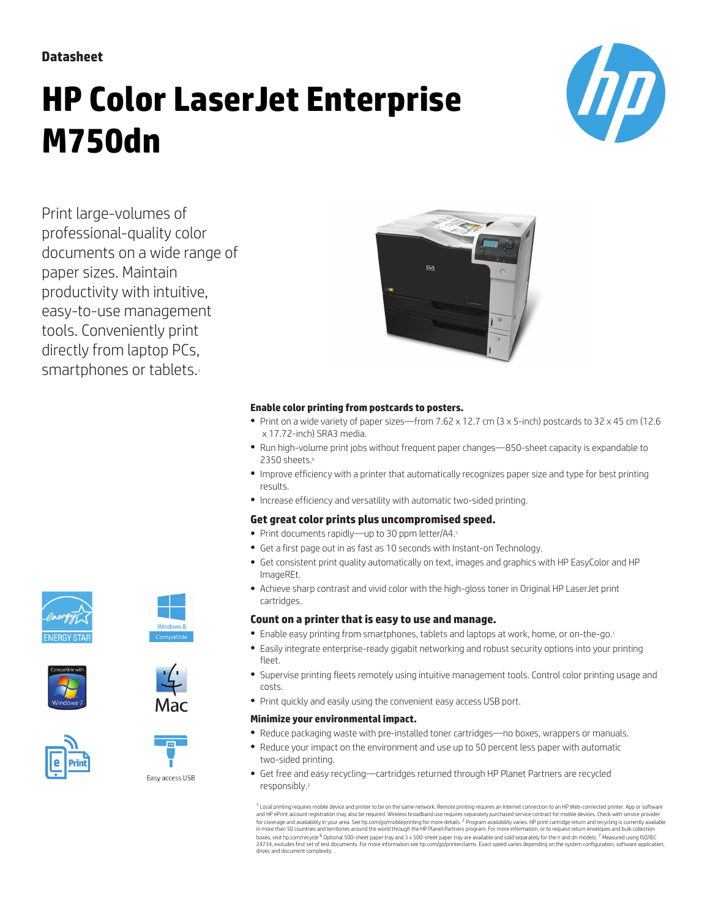Datasheet

# HP Color LaserJet Enterprise M750dn

Print large-volumes of professional-quality color documents on a wide range of paper sizes. Maintain productivity with intuitive, easy-to-use management tools. Conveniently print directly from laptop PCs, smartphones or tablets.[1]

ENERGY STAR

Windows 8 Compatible

Compatible with Windows 7

Mac

Easy access USB

### Enable color printing from postcards to posters.

- Print on a wide variety of paper sizes—from 7.62 x 12.7 cm (3 x 5-inch) postcards to 32 x 45 cm (12.6 x 17.72-inch) SRA3 media.
- Run high-volume print jobs without frequent paper changes—850-sheet capacity is expandable to 2350 sheets.[6]
- Improve efficiency with a printer that automatically recognizes paper size and type for best printing results.
- Increase efficiency and versatility with automatic two-sided printing.

### Get great color prints plus uncompromised speed.

- Print documents rapidly—up to 30 ppm letter/A4.[7]
- Get a first page out in as fast as 10 seconds with Instant-on Technology.
- Get consistent print quality automatically on text, images and graphics with HP EasyColor and HP ImageREt.
- Achieve sharp contrast and vivid color with the high-gloss toner in Original HP LaserJet print cartridges.

### Count on a printer that is easy to use and manage.

- Enable easy printing from smartphones, tablets and laptops at work, home, or on-the-go.[1]
- Easily integrate enterprise-ready gigabit networking and robust security options into your printing fleet.
- Supervise printing fleets remotely using intuitive management tools. Control color printing usage and costs.
- Print quickly and easily using the convenient easy access USB port.

### Minimize your environmental impact.

- Reduce packaging waste with pre-installed toner cartridges—no boxes, wrappers or manuals.
- Reduce your impact on the environment and use up to 50 percent less paper with automatic two-sided printing.
- Get free and easy recycling—cartridges returned through HP Planet Partners are recycled responsibly.[2]

[1] Local printing requires mobile device and printer to be on the same network. Remote printing requires an Internet connection to an HP Web-connected printer. App or software and HP ePrint account registration may also be required. Wireless broadband use requires separately purchased service contract for mobile devices. Check with service provider for coverage and availability in your area. See hp.com/go/mobileprinting for more details. [2] Program availability varies. HP print cartridge return and recycling is currently available in more than 50 countries and territories around the world through the HP Planet Partners program. For more information, or to request return envelopes and bulk collection boxes, visit hp.com/recycle [6] Optional 500-sheet paper tray and 3 x 500-sheet paper tray are available and sold separately for the n and dn models. [7] Measured using ISO/IEC 24734, excludes first set of test documents. For more information see hp.com/go/printerclaims. Exact speed varies depending on the system configuration, software application, driver, and document complexity.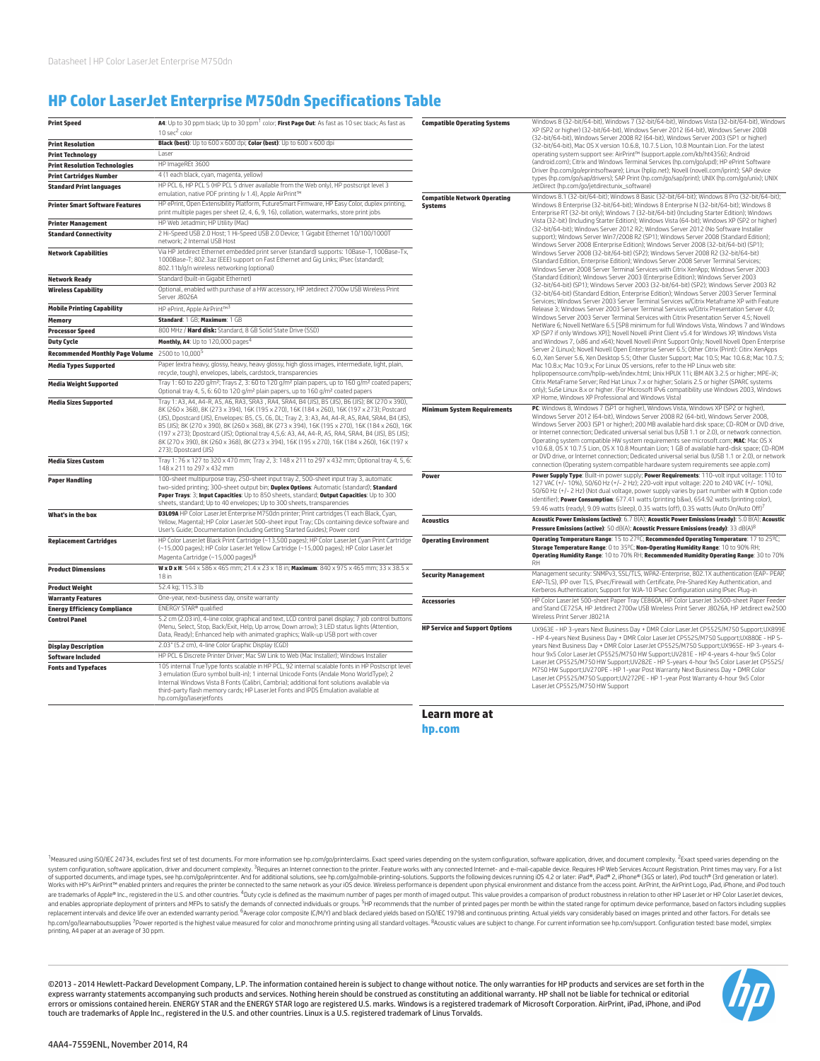# HP Color LaserJet Enterprise M750dn Specifications Table

| | |
|---|---|
| **Print Speed** | **A4**: Up to 30 ppm black; Up to 30 ppm[1] color; **First Page Out**: As fast as 10 sec black; As fast as 10 sec[2] color |
| **Print Resolution** | **Black (best)**: Up to 600 x 600 dpi; **Color (best)**: Up to 600 x 600 dpi |
| **Print Technology** | Laser |
| **Print Resolution Technologies** | HP ImageREt 3600 |
| **Print Cartridges Number** | 4 (1 each black, cyan, magenta, yellow) |
| **Standard Print languages** | HP PCL 6, HP PCL 5 (HP PCL 5 driver available from the Web only), HP postscript level 3 emulation, native PDF printing (v 1.4), Apple AirPrint™ |
| **Printer Smart Software Features** | HP ePrint, Open Extensibility Platform, FutureSmart Firmware, HP Easy Color, duplex printing, print multiple pages per sheet (2, 4, 6, 9, 16), collation, watermarks, store print jobs |
| **Printer Management** | HP Web Jetadmin; HP Utility (Mac) |
| **Standard Connectivity** | 2 Hi-Speed USB 2.0 Host; 1 Hi-Speed USB 2.0 Device; 1 Gigabit Ethernet 10/100/1000T network; 2 Internal USB Host |
| **Network Capabilities** | Via HP Jetdirect Ethernet embedded print server (standard) supports: 10Base-T, 100Base-Tx, 1000Base-T; 802.3az (EEE) support on Fast Ethernet and Gig Links; IPsec (standard); 802.11b/g/n wireless networking (optional) |
| **Network Ready** | Standard (built-in Gigabit Ethernet) |
| **Wireless Capability** | Optional, enabled with purchase of a HW accessory, HP Jetdirect 2700w USB Wireless Print Server J8026A |
| **Mobile Printing Capability** | HP ePrint, Apple AirPrint™[3] |
| **Memory** | **Standard**: 1 GB; **Maximum**: 1 GB |
| **Processor Speed** | 800 MHz / **Hard disk**: Standard, 8 GB Solid State Drive (SSD) |
| **Duty Cycle** | **Monthly, A4**: Up to 120,000 pages[4] |
| **Recommended Monthly Page Volume** | 2500 to 10,000[5] |
| **Media Types Supported** | Paper (extra heavy, glossy, heavy, heavy glossy, high gloss images, intermediate, light, plain, recycle, rough), envelopes, labels, cardstock, transparencies |
| **Media Weight Supported** | Tray 1: 60 to 220 g/m²; Trays 2, 3: 60 to 120 g/m² plain papers, up to 160 g/m² coated papers; Optional tray 4, 5, 6: 60 to 120 g/m² plain papers, up to 160 g/m² coated papers |
| **Media Sizes Supported** | Tray 1: A3, A4, A4-R, A5, A6, RA3, SRA3 , RA4, SRA4, B4 (JIS), B5 (JIS), B6 (JIS); 8K (270 x 390), 8K (260 x 368), 8K (273 x 394), 16K (195 x 270), 16K (184 x 260), 16K (197 x 273); Postcard (JIS), Dpostcard (JIS), Envelopes: B5, C5, C6, DL; Tray 2, 3: A3, A4, A4-R, A5, RA4, SRA4, B4 (JIS), B5 (JIS); 8K (270 x 390), 8K (260 x 368), 8K (273 x 394), 16K (195 x 270), 16K (184 x 260), 16K (197 x 273); Dpostcard (JIS); Optional tray 4,5,6: A3, A4, A4-R, A5, RA4, SRA4, B4 (JIS), B5 (JIS); 8K (270 x 390), 8K (260 x 368), 8K (273 x 394), 16K (195 x 270), 16K (184 x 260), 16K (197 x 273); Dpostcard (JIS) |
| **Media Sizes Custom** | Tray 1: 76 x 127 to 320 x 470 mm; Tray 2, 3: 148 x 211 to 297 x 432 mm; Optional tray 4, 5, 6: 148 x 211 to 297 x 432 mm |
| **Paper Handling** | 100-sheet multipurpose tray, 250-sheet input tray 2, 500-sheet input tray 3, automatic two-sided printing; 300-sheet output bin; **Duplex Options**: Automatic (standard); **Standard Paper Trays**: 3; **Input Capacities**: Up to 850 sheets, standard; **Output Capacities**: Up to 300 sheets, standard; Up to 40 envelopes; Up to 300 sheets, transparencies |
| **What's in the box** | **D3L09A** HP Color LaserJet Enterprise M750dn printer; Print cartridges (1 each Black, Cyan, Yellow, Magenta); HP Color LaserJet 500-sheet input Tray; CDs containing device software and User's Guide; Documentation (including Getting Started Guides); Power cord |
| **Replacement Cartridges** | HP Color LaserJet Black Print Cartridge (~13,500 pages); HP Color LaserJet Cyan Print Cartridge (~15,000 pages); HP Color LaserJet Yellow Cartridge (~15,000 pages); HP Color LaserJet Magenta Cartridge (~15,000 pages)[6] |
| **Product Dimensions** | **W x D x H**: 544 x 586 x 465 mm; 21.4 x 23 x 18 in; **Maximum**: 840 x 975 x 465 mm; 33 x 38.5 x 18 in |
| **Product Weight** | 52.4 kg; 115.3 lb |
| **Warranty Features** | One-year, next-business day, onsite warranty |
| **Energy Efficiency Compliance** | ENERGY STAR® qualified |
| **Control Panel** | 5.2 cm (2.03 in), 4-line color, graphical and text, LCD control panel display; 7 job control buttons (Menu, Select, Stop, Back/Exit, Help, Up arrow, Down arrow); 3 LED status lights (Attention, Data, Ready); Enhanced help with animated graphics; Walk-up USB port with cover |
| **Display Description** | 2.03" (5.2 cm), 4-line Color Graphic Display (CGD) |
| **Software Included** | HP PCL 6 Discrete Printer Driver; Mac SW Link to Web (Mac Installer); Windows Installer |
| **Fonts and Typefaces** | 105 internal TrueType fonts scalable in HP PCL, 92 internal scalable fonts in HP Postscript level 3 emulation (Euro symbol built-in); 1 internal Unicode Fonts (Andale Mono WorldType); 2 Internal Windows Vista 8 Fonts (Calibri, Cambria); additional font solutions available via third-party flash memory cards; HP LaserJet Fonts and IPDS Emulation available at hp.com/go/laserjetfonts |
| **Compatible Operating Systems** | Windows 8 (32-bit/64-bit), Windows 7 (32-bit/64-bit), Windows Vista (32-bit/64-bit), Windows XP (SP2 or higher) (32-bit/64-bit), Windows Server 2012 (64-bit), Windows Server 2008 (32-bit/64-bit), Windows Server 2008 R2 (64-bit), Windows Server 2003 (SP1 or higher) (32-bit/64-bit), Mac OS X version 10.6.8, 10.7.5 Lion, 10.8 Mountain Lion. For the latest operating system support see: AirPrint™ (support.apple.com/kb/ht4356); Android (android.com); Citrix and Windows Terminal Services (hp.com/go/upd); HP ePrint Software Driver (hp.com/go/eprintsoftware); Linux (hplip.net); Novell (novell.com/iprint); SAP device types (hp.com/go/sap/drivers); SAP Print (hp.com/go/sap/print); UNIX (hp.com/go/unix); UNIX JetDirect (hp.com/go/jetdirectunix_software) |
| **Compatible Network Operating Systems** | Windows 8.1 (32-bit/64-bit); Windows 8 Basic (32-bit/64-bit); Windows 8 Pro (32-bit/64-bit); Windows 8 Enterprise (32-bit/64-bit); Windows 8 Enterprise N (32-bit/64-bit); Windows 8 Enterprise RT (32-bit only); Windows 7 (32-bit/64-bit) (Including Starter Edition); Windows Vista (32-bit) (Including Starter Edition); Windows Vista (64-bit); Windows XP (SP2 or higher) (32-bit/64-bit); Windows Server 2012 R2; Windows Server 2012 (No Software Installer support); Windows Server Win7/2008 R2 (SP1); Windows Server 2008 (Standard Edition); Windows Server 2008 (Enterprise Edition); Windows Server 2008 (32-bit/64-bit) (SP1); Windows Server 2008 (32-bit/64-bit) (SP2); Windows Server 2008 R2 (32-bit/64-bit) (Standard Edition, Enterprise Edition); Windows Server 2008 Server Terminal Services; Windows Server 2008 Server Terminal Services with Citrix XenApp; Windows Server 2003 (Standard Edition); Windows Server 2003 (Enterprise Edition); Windows Server 2003 (32-bit/64-bit) (SP1); Windows Server 2003 (32-bit/64-bit) (SP2); Windows Server 2003 R2 (32-bit/64-bit) (Standard Edition, Enterprise Edition); Windows Server 2003 Server Terminal Services; Windows Server 2003 Server Terminal Services w/Citrix Metaframe XP with Feature Release 3; Windows Server 2003 Server Terminal Services w/Citrix Presentation Server 4.0; Windows Server 2003 Server Terminal Services with Citrix Presentation Server 4.5; Novell NetWare 6; Novell NetWare 6.5 [SP8 minimum for full Windows Vista, Windows 7 and Windows XP (SP7 if only Windows XP)]; Novell Novell iPrint Client v5.4 for Windows XP, Windows Vista and Windows 7, (x86 and x64); Novell Novell iPrint Support Only; Novell Novell Open Enterprise Server 2 (Linux); Novell Novell Open Enterprise Server 6.5; Other Citrix (Print): Citrix XenApps 6.0, Xen Server 5.6, Xen Desktop 5.5; Other Cluster Support; Mac 10.5; Mac 10.6.8; Mac 10.7.5; Mac 10.8.x; Mac 10.9.x; For Linux OS versions, refer to the HP Linux web site: hplipopensource.com/hplip-web/index.html; Unix HPUX 11i; IBM AIX 3.2.5 or higher; MPE-iX; Citrix MetaFrame Server; Red Hat Linux 7.x or higher; Solaris 2.5 or higher (SPARC systems only); SuSe Linux 8.x or higher. (For Microsoft IPv6 compatibility use Windows 2003, Windows XP Home, Windows XP Professional and Windows Vista) |
| **Minimum System Requirements** | **PC**: Windows 8, Windows 7 (SP1 or higher), Windows Vista, Windows XP (SP2 or higher), Windows Server 2012 (64-bit), Windows Server 2008 R2 (64-bit), Windows Server 2008, Windows Server 2003 (SP1 or higher); 200 MB available hard disk space; CD-ROM or DVD drive, or Internet connection; Dedicated universal serial bus (USB 1.1 or 2.0), or network connection. Operating system compatible HW system requirements see microsoft.com; **MAC**: Mac OS X v10.6.8, OS X 10.7.5 Lion, OS X 10.8 Mountain Lion; 1 GB of available hard-disk space; CD-ROM or DVD drive, or Internet connection; Dedicated universal serial bus (USB 1.1 or 2.0), or network connection (Operating system compatible hardware system requirements see apple.com) |
| **Power** | **Power Supply Type**: Built-in power supply; **Power Requirements**: 110-volt input voltage: 110 to 127 VAC (+/- 10%), 50/60 Hz (+/- 2 Hz); 220-volt input voltage: 220 to 240 VAC (+/- 10%), 50/60 Hz (+/- 2 Hz) (Not dual voltage, power supply varies by part number with # Option code identifier); **Power Consumption**: 677.41 watts (printing b&w), 654.92 watts (printing color), 59.46 watts (ready), 9.09 watts (sleep), 0.35 watts (off), 0.35 watts (Auto On/Auto Off)[7] |
| **Acoustics** | **Acoustic Power Emissions (active)**: 6.7 B(A); **Acoustic Power Emissions (ready)**: 5.0 B(A); **Acoustic Pressure Emissions (active)**: 50 dB(A); **Acoustic Pressure Emissions (ready)**: 33 dB(A)[8] |
| **Operating Environment** | **Operating Temperature Range**: 15 to 27ºC; **Recommended Operating Temperature**: 17 to 25ºC; **Storage Temperature Range**: 0 to 35ºC; **Non-Operating Humidity Range**: 10 to 90% RH; **Operating Humidity Range**: 10 to 70% RH; **Recommended Humidity Operating Range**: 30 to 70% RH |
| **Security Management** | Management security: SNMPv3, SSL/TLS, WPA2-Enterprise, 802.1X authentication (EAP- PEAP, EAP-TLS), IPP over TLS, IPsec/Firewall with Certificate, Pre-Shared Key Authentication, and Kerberos Authentication; Support for WJA-10 IPsec Configuration using IPsec Plug-in |
| **Accessories** | HP Color LaserJet 500-sheet Paper Tray CE860A, HP Color LaserJet 3x500-sheet Paper Feeder and Stand CE725A, HP Jetdirect 2700w USB Wireless Print Server J8026A, HP Jetdirect ew2500 Wireless Print Server J8021A |
| **HP Service and Support Options** | UX963E - HP 3-years Next Business Day + DMR Color LaserJet CP5525/M750 Support;UX899E - HP 4-years Next Business Day + DMR Color LaserJet CP5525/M750 Support;UX880E - HP 5-years Next Business Day + DMR Color LaserJet CP5525/M750 Support;UX965E- HP 3-years 4-hour 9x5 Color LaserJet CP5525/M750 HW Support;UV281E - HP 4-years 4-hour 9x5 Color LaserJet CP5525/M750 HW Support;UV282E - HP 5-years 4-hour 9x5 Color LaserJet CP5525/M750 HW Support;UV270PE - HP 1-year Post Warranty Next Business Day + DMR Color LaserJet CP5525/M750 Support;UV272PE - HP 1-year Post Warranty 4-hour 9x5 Color LaserJet CP5525/M750 HW Support |

**Learn more at**
**hp.com**

[1]Measured using ISO/IEC 24734, excludes first set of test documents. For more information see hp.com/go/printerclaims. Exact speed varies depending on the system configuration, software application, driver, and document complexity. [2]Exact speed varies depending on the system configuration, software application, driver and document complexity. [3]Requires an Internet connection to the printer. Feature works with any connected Internet- and e-mail-capable device. Requires HP Web Services Account Registration. Print times may vary. For a list of supported documents, and image types, see hp.com/go/eprintcenter. And for additional solutions, see hp.com/go/mobile-printing-solutions. Supports the following devices running iOS 4.2 or later: iPad®, iPad® 2, iPhone® (3GS or later), iPod touch® (3rd generation or later). Works with HP's AirPrint™ enabled printers and requires the printer be connected to the same network as your iOS device. Wireless performance is dependent upon physical environment and distance from the access point. AirPrint, the AirPrint Logo, iPad, iPhone, and iPod touch are trademarks of Apple® Inc., registered in the U.S. and other countries. [4]Duty cycle is defined as the maximum number of pages per month of imaged output. This value provides a comparison of product robustness in relation to other HP LaserJet or HP Color LaserJet devices, and enables appropriate deployment of printers and MFPs to satisfy the demands of connected individuals or groups. [5]HP recommends that the number of printed pages per month be within the stated range for optimum device performance, based on factors including supplies replacement intervals and device life over an extended warranty period. [6]Average color composite (C/M/Y) and black declared yields based on ISO/IEC 19798 and continuous printing. Actual yields vary considerably based on images printed and other factors. For details see hp.com/go/learnaboutsupplies [7]Power reported is the highest value measured for color and monochrome printing using all standard voltages. [8]Acoustic values are subject to change. For current information see hp.com/support. Configuration tested: base model, simplex printing, A4 paper at an average of 30 ppm.

©2013 - 2014 Hewlett-Packard Development Company, L.P. The information contained herein is subject to change without notice. The only warranties for HP products and services are set forth in the express warranty statements accompanying such products and services. Nothing herein should be construed as constituting an additional warranty. HP shall not be liable for technical or editorial errors or omissions contained herein. ENERGY STAR and the ENERGY STAR logo are registered U.S. marks. Windows is a registered trademark of Microsoft Corporation. AirPrint, iPad, iPhone, and iPod touch are trademarks of Apple Inc., registered in the U.S. and other countries. Linux is a U.S. registered trademark of Linus Torvalds.

4AA4-7559ENL, November 2014, R4